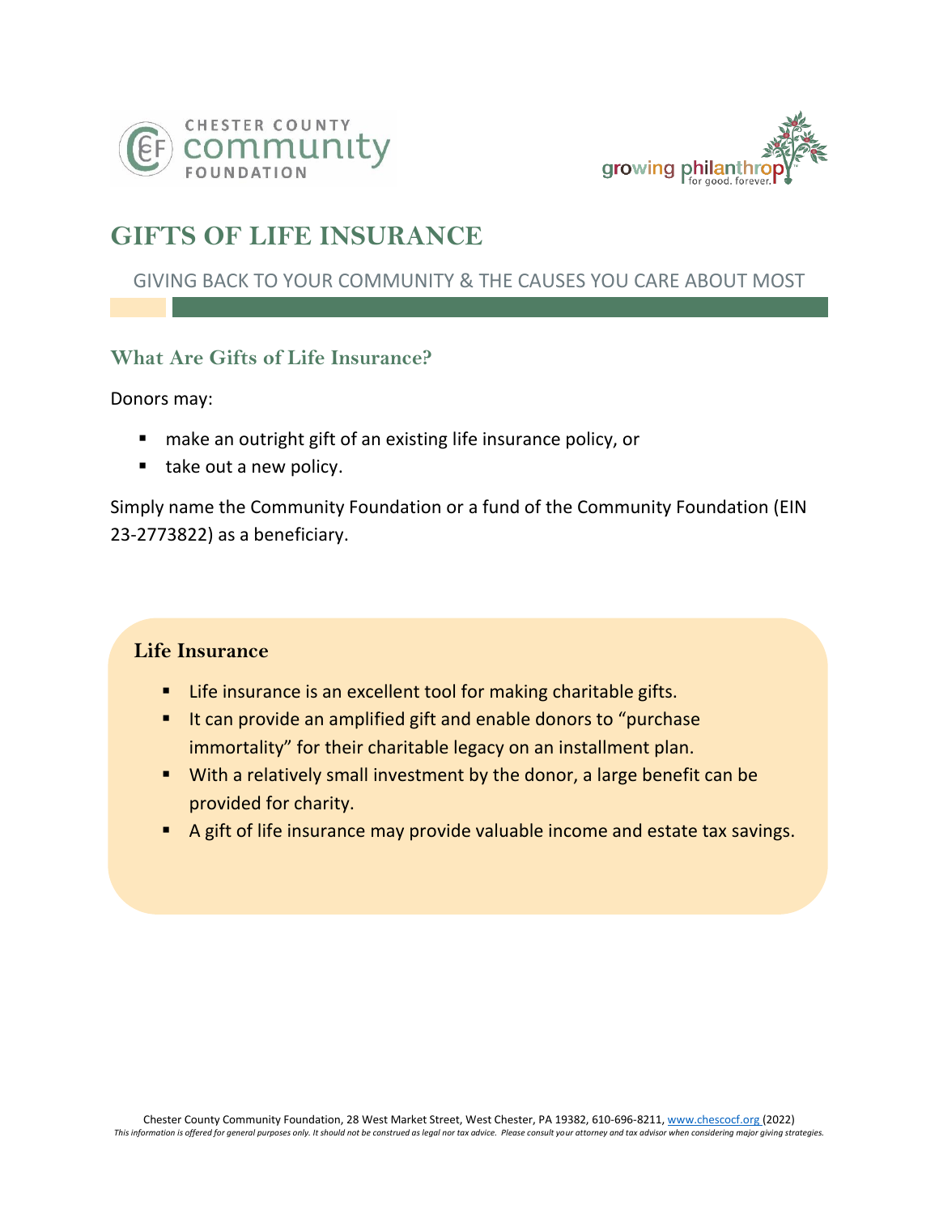# GIFTS OF LIFE INSURANCE

GIVING BACK TO YOUR COMMUNITY & THE CAUSES YOU CARE ABOUT MOST

## What Are Gifts of Life Insurance?

Donors may:

- make an outright gift of an existing life insurance policy, or
- take out a new policy.

Simply name the Community Foundation or a fund of the Community Foundation (EIN 23-2773822) as a beneficiary.

### Life Insurance

- Life insurance is an excellent tool for making charitable gifts.
- It can provide an amplified gift and enable donors to "purchase immortality" for their charitable legacy on an installment plan.
- With a relatively small investment by the donor, a large benefit can be provided for charity.
- A gift of life insurance may provide valuable income and estate tax savings.

Chester County Community Foundation, 28 West Market Street, West Chester, PA 19382, 610-696-8211, www.chescocf.org (2022)

*This information is offered for general purposes only. It should not be construed as legal nor tax advice. Please consult your attorney and tax advisor when considering major giving strategies.*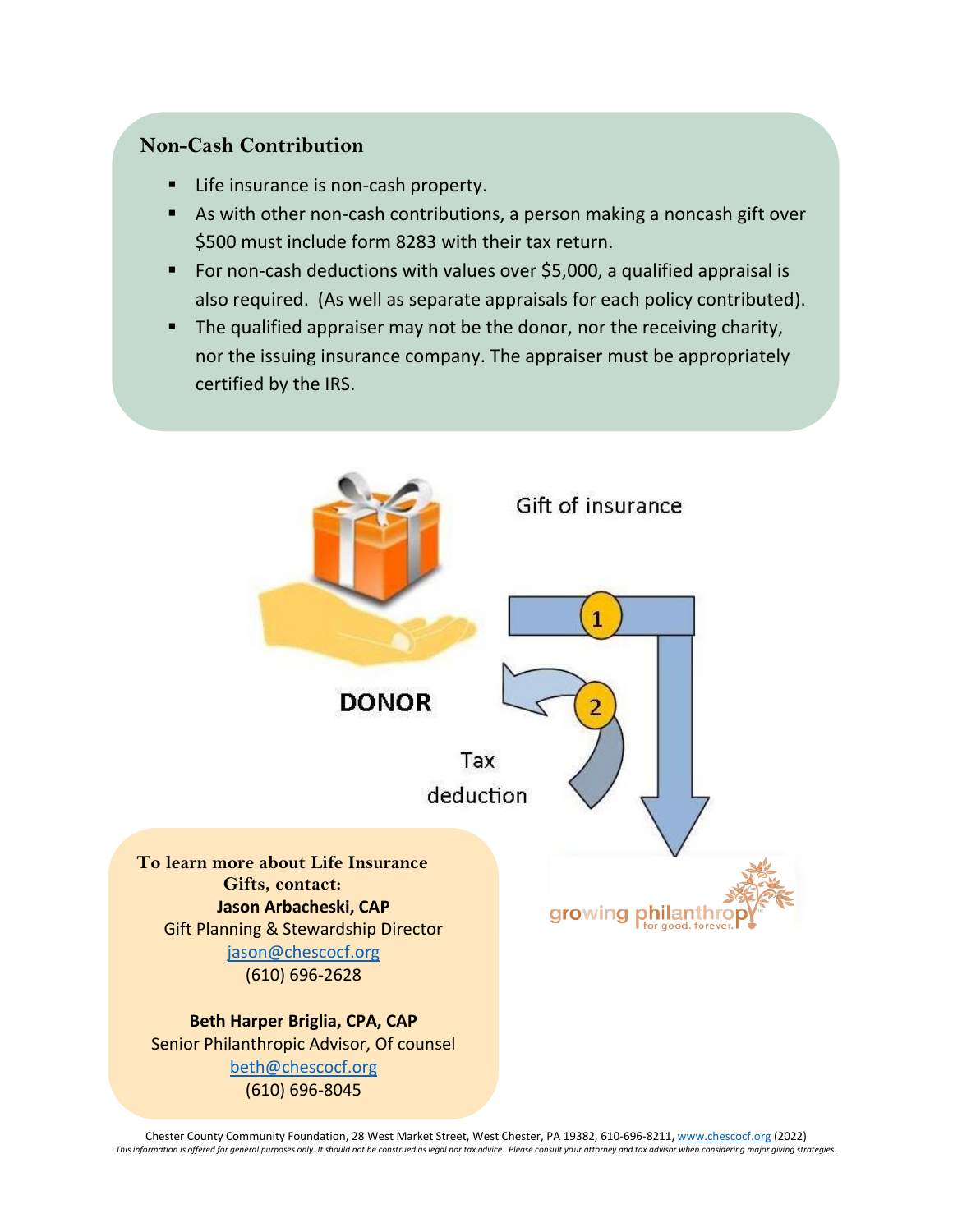## Non-Cash Contribution

- Life insurance is non-cash property.
- As with other non-cash contributions, a person making a noncash gift over $500 must include form 8283 with their tax return.
- For non-cash deductions with values over $5,000, a qualified appraisal is also required. (As well as separate appraisals for each policy contributed).
- The qualified appraiser may not be the donor, nor the receiving charity, nor the issuing insurance company. The appraiser must be appropriately certified by the IRS.

Gift of insurance

1

DONOR

2

Tax deduction

growing philanthropy for good. forever.

**To learn more about Life Insurance Gifts, contact:**

**Jason Arbacheski, CAP**
Gift Planning & Stewardship Director
jason@chescocf.org
(610) 696-2628

**Beth Harper Briglia, CPA, CAP**
Senior Philanthropic Advisor, Of counsel
beth@chescocf.org
(610) 696-8045

Chester County Community Foundation, 28 West Market Street, West Chester, PA 19382, 610-696-8211, www.chescocf.org (2022)

*This information is offered for general purposes only. It should not be construed as legal nor tax advice. Please consult your attorney and tax advisor when considering major giving strategies.*